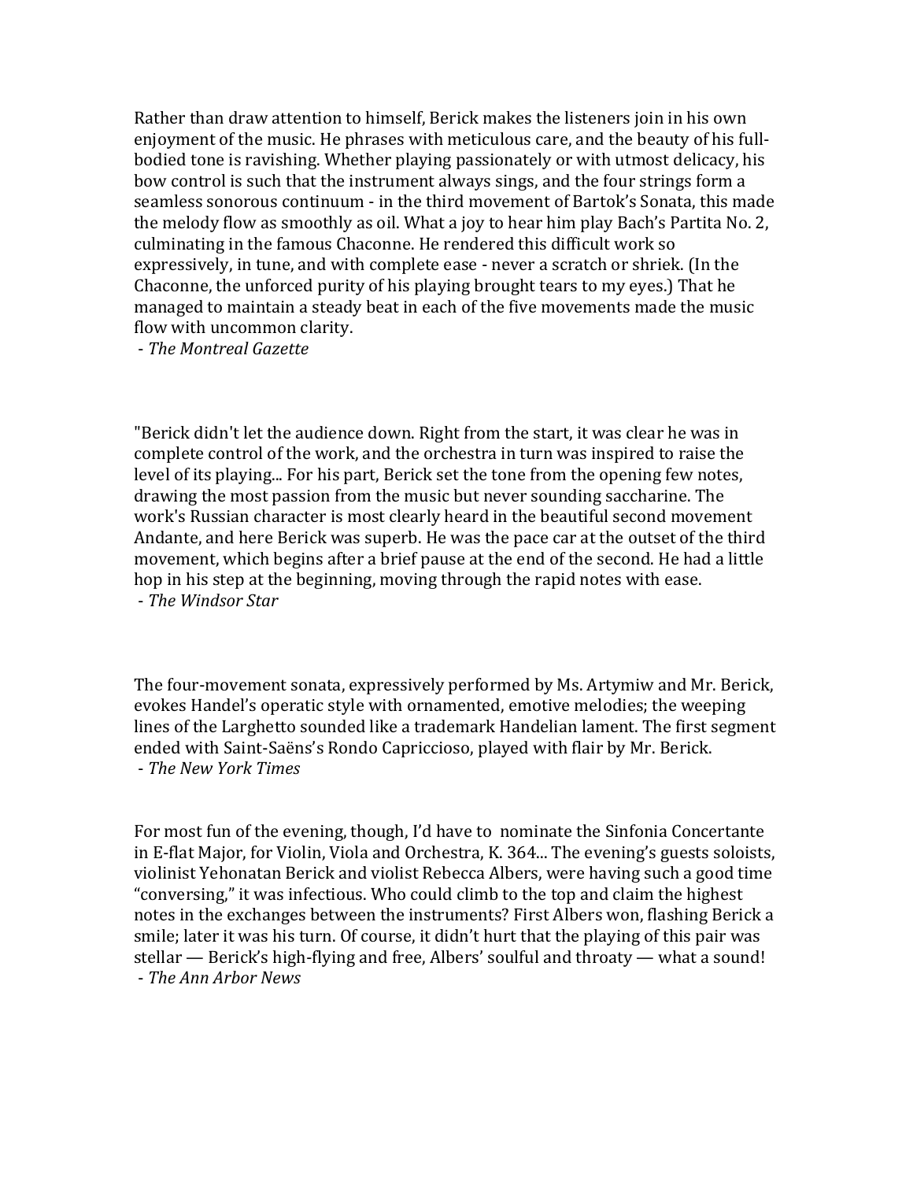Rather than draw attention to himself, Berick makes the listeners join in his own enjoyment of the music. He phrases with meticulous care, and the beauty of his full-bodied tone is ravishing. Whether playing passionately or with utmost delicacy, his bow control is such that the instrument always sings, and the four strings form a seamless sonorous continuum - in the third movement of Bartok's Sonata, this made the melody flow as smoothly as oil. What a joy to hear him play Bach's Partita No. 2, culminating in the famous Chaconne. He rendered this difficult work so expressively, in tune, and with complete ease - never a scratch or shriek. (In the Chaconne, the unforced purity of his playing brought tears to my eyes.) That he managed to maintain a steady beat in each of the five movements made the music flow with uncommon clarity.
 - *The Montreal Gazette*

"Berick didn't let the audience down. Right from the start, it was clear he was in complete control of the work, and the orchestra in turn was inspired to raise the level of its playing... For his part, Berick set the tone from the opening few notes, drawing the most passion from the music but never sounding saccharine. The work's Russian character is most clearly heard in the beautiful second movement Andante, and here Berick was superb. He was the pace car at the outset of the third movement, which begins after a brief pause at the end of the second. He had a little hop in his step at the beginning, moving through the rapid notes with ease.
 - *The Windsor Star*

The four-movement sonata, expressively performed by Ms. Artymiw and Mr. Berick, evokes Handel's operatic style with ornamented, emotive melodies; the weeping lines of the Larghetto sounded like a trademark Handelian lament. The first segment ended with Saint-Saëns's Rondo Capriccioso, played with flair by Mr. Berick.
 - *The New York Times*

For most fun of the evening, though, I'd have to nominate the Sinfonia Concertante in E-flat Major, for Violin, Viola and Orchestra, K. 364... The evening's guests soloists, violinist Yehonatan Berick and violist Rebecca Albers, were having such a good time "conversing," it was infectious. Who could climb to the top and claim the highest notes in the exchanges between the instruments? First Albers won, flashing Berick a smile; later it was his turn. Of course, it didn't hurt that the playing of this pair was stellar — Berick's high-flying and free, Albers' soulful and throaty — what a sound!
 - *The Ann Arbor News*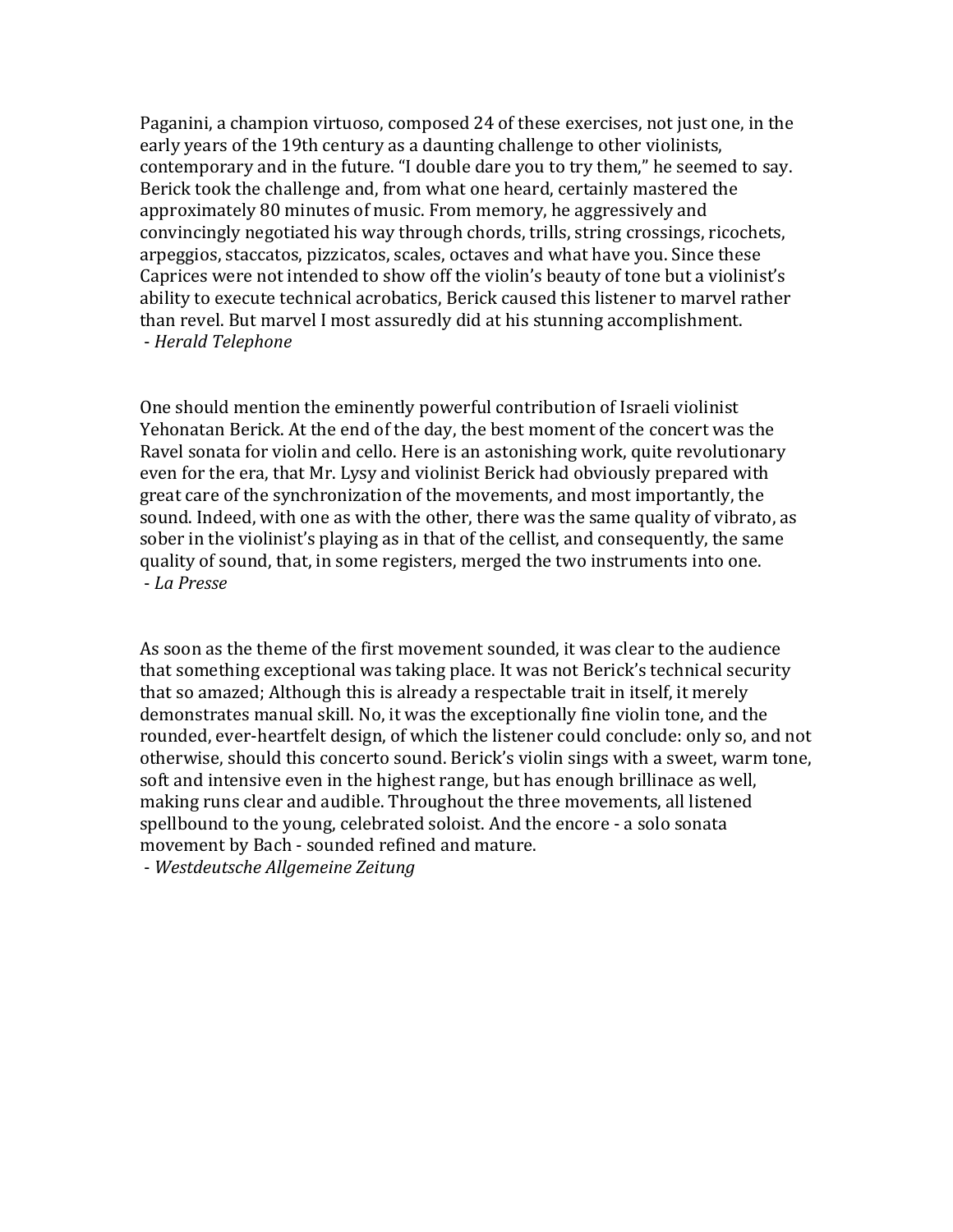Paganini, a champion virtuoso, composed 24 of these exercises, not just one, in the early years of the 19th century as a daunting challenge to other violinists, contemporary and in the future. "I double dare you to try them," he seemed to say. Berick took the challenge and, from what one heard, certainly mastered the approximately 80 minutes of music. From memory, he aggressively and convincingly negotiated his way through chords, trills, string crossings, ricochets, arpeggios, staccatos, pizzicatos, scales, octaves and what have you. Since these Caprices were not intended to show off the violin's beauty of tone but a violinist's ability to execute technical acrobatics, Berick caused this listener to marvel rather than revel. But marvel I most assuredly did at his stunning accomplishment.
- *Herald Telephone*

One should mention the eminently powerful contribution of Israeli violinist Yehonatan Berick. At the end of the day, the best moment of the concert was the Ravel sonata for violin and cello. Here is an astonishing work, quite revolutionary even for the era, that Mr. Lysy and violinist Berick had obviously prepared with great care of the synchronization of the movements, and most importantly, the sound. Indeed, with one as with the other, there was the same quality of vibrato, as sober in the violinist's playing as in that of the cellist, and consequently, the same quality of sound, that, in some registers, merged the two instruments into one.
- *La Presse*

As soon as the theme of the first movement sounded, it was clear to the audience that something exceptional was taking place. It was not Berick's technical security that so amazed; Although this is already a respectable trait in itself, it merely demonstrates manual skill. No, it was the exceptionally fine violin tone, and the rounded, ever-heartfelt design, of which the listener could conclude: only so, and not otherwise, should this concerto sound. Berick's violin sings with a sweet, warm tone, soft and intensive even in the highest range, but has enough brillinace as well, making runs clear and audible. Throughout the three movements, all listened spellbound to the young, celebrated soloist. And the encore - a solo sonata movement by Bach - sounded refined and mature.
- *Westdeutsche Allgemeine Zeitung*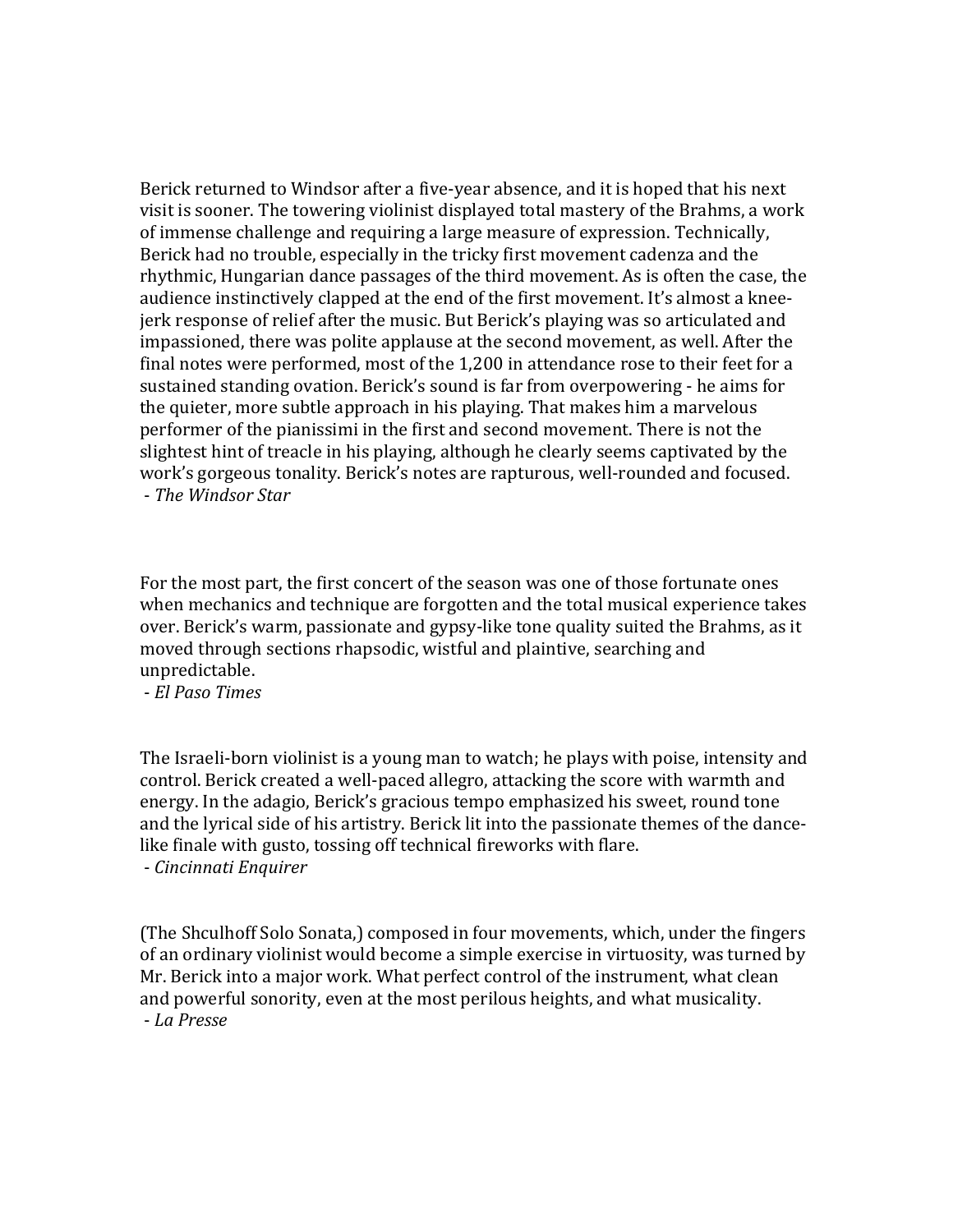Berick returned to Windsor after a five-year absence, and it is hoped that his next visit is sooner. The towering violinist displayed total mastery of the Brahms, a work of immense challenge and requiring a large measure of expression. Technically, Berick had no trouble, especially in the tricky first movement cadenza and the rhythmic, Hungarian dance passages of the third movement. As is often the case, the audience instinctively clapped at the end of the first movement. It's almost a knee-jerk response of relief after the music. But Berick's playing was so articulated and impassioned, there was polite applause at the second movement, as well. After the final notes were performed, most of the 1,200 in attendance rose to their feet for a sustained standing ovation. Berick's sound is far from overpowering - he aims for the quieter, more subtle approach in his playing. That makes him a marvelous performer of the pianissimi in the first and second movement. There is not the slightest hint of treacle in his playing, although he clearly seems captivated by the work's gorgeous tonality. Berick's notes are rapturous, well-rounded and focused.
 - *The Windsor Star*

For the most part, the first concert of the season was one of those fortunate ones when mechanics and technique are forgotten and the total musical experience takes over. Berick's warm, passionate and gypsy-like tone quality suited the Brahms, as it moved through sections rhapsodic, wistful and plaintive, searching and unpredictable.
 - *El Paso Times*

The Israeli-born violinist is a young man to watch; he plays with poise, intensity and control. Berick created a well-paced allegro, attacking the score with warmth and energy. In the adagio, Berick's gracious tempo emphasized his sweet, round tone and the lyrical side of his artistry. Berick lit into the passionate themes of the dance-like finale with gusto, tossing off technical fireworks with flare.
 - *Cincinnati Enquirer*

(The Shculhoff Solo Sonata,) composed in four movements, which, under the fingers of an ordinary violinist would become a simple exercise in virtuosity, was turned by Mr. Berick into a major work. What perfect control of the instrument, what clean and powerful sonority, even at the most perilous heights, and what musicality.
 - *La Presse*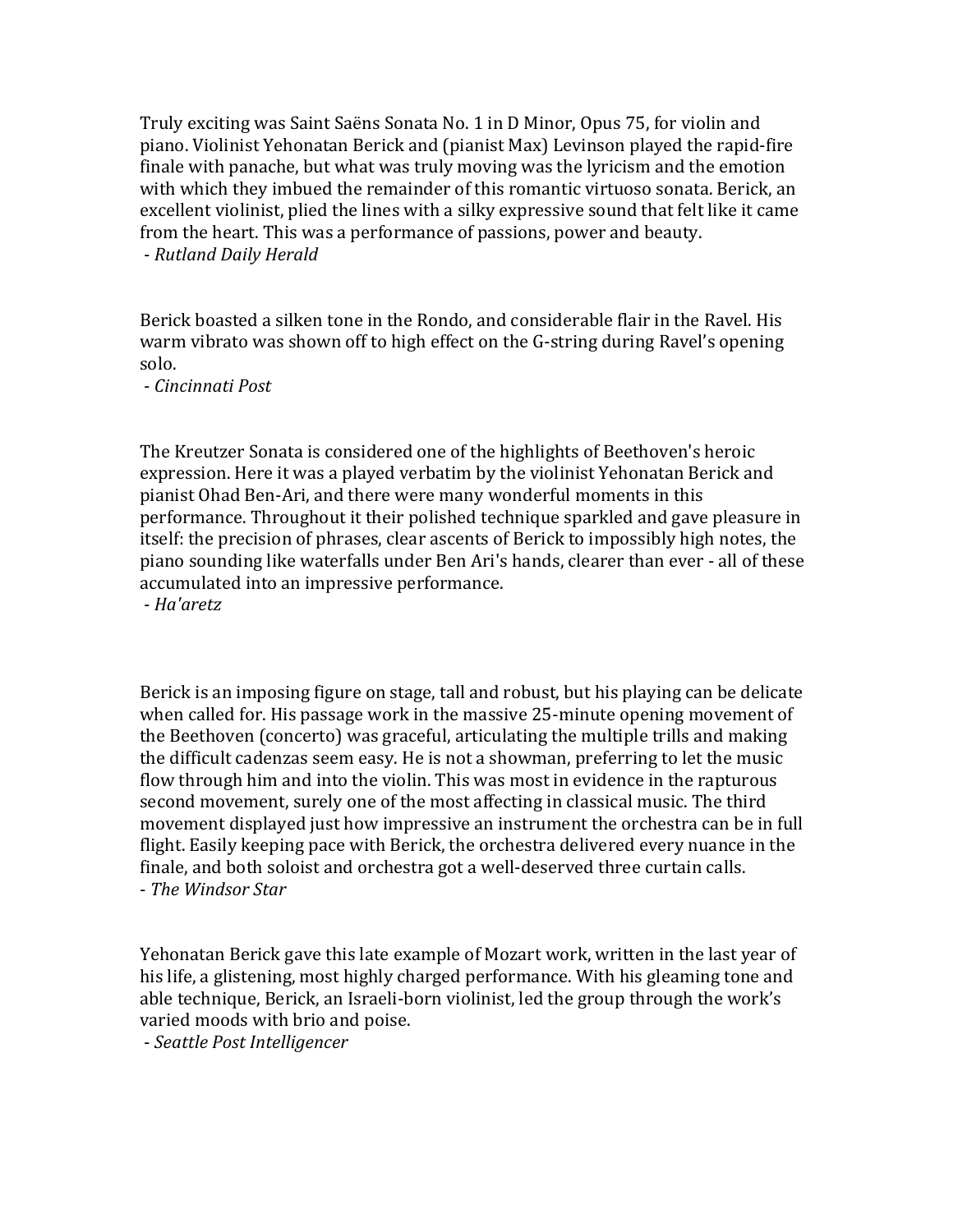Truly exciting was Saint Saëns Sonata No. 1 in D Minor, Opus 75, for violin and piano. Violinist Yehonatan Berick and (pianist Max) Levinson played the rapid-fire finale with panache, but what was truly moving was the lyricism and the emotion with which they imbued the remainder of this romantic virtuoso sonata. Berick, an excellent violinist, plied the lines with a silky expressive sound that felt like it came from the heart. This was a performance of passions, power and beauty.
 - *Rutland Daily Herald*

Berick boasted a silken tone in the Rondo, and considerable flair in the Ravel. His warm vibrato was shown off to high effect on the G-string during Ravel's opening solo.
 - *Cincinnati Post*

The Kreutzer Sonata is considered one of the highlights of Beethoven's heroic expression. Here it was a played verbatim by the violinist Yehonatan Berick and pianist Ohad Ben-Ari, and there were many wonderful moments in this performance. Throughout it their polished technique sparkled and gave pleasure in itself: the precision of phrases, clear ascents of Berick to impossibly high notes, the piano sounding like waterfalls under Ben Ari's hands, clearer than ever - all of these accumulated into an impressive performance.
 - *Ha'aretz*

Berick is an imposing figure on stage, tall and robust, but his playing can be delicate when called for. His passage work in the massive 25-minute opening movement of the Beethoven (concerto) was graceful, articulating the multiple trills and making the difficult cadenzas seem easy. He is not a showman, preferring to let the music flow through him and into the violin. This was most in evidence in the rapturous second movement, surely one of the most affecting in classical music. The third movement displayed just how impressive an instrument the orchestra can be in full flight. Easily keeping pace with Berick, the orchestra delivered every nuance in the finale, and both soloist and orchestra got a well-deserved three curtain calls.
- *The Windsor Star*

Yehonatan Berick gave this late example of Mozart work, written in the last year of his life, a glistening, most highly charged performance. With his gleaming tone and able technique, Berick, an Israeli-born violinist, led the group through the work's varied moods with brio and poise.
 - *Seattle Post Intelligencer*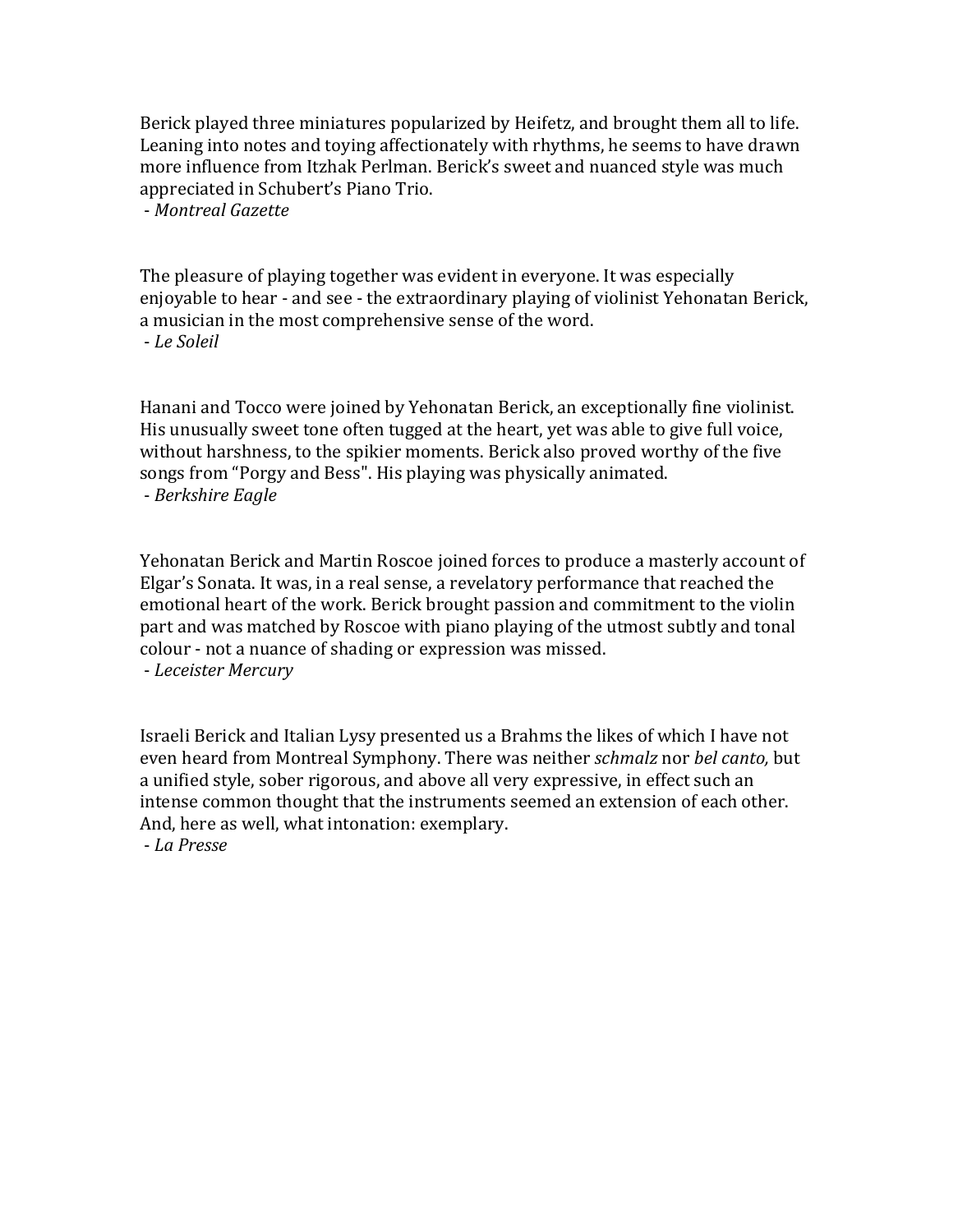Berick played three miniatures popularized by Heifetz, and brought them all to life. Leaning into notes and toying affectionately with rhythms, he seems to have drawn more influence from Itzhak Perlman. Berick's sweet and nuanced style was much appreciated in Schubert's Piano Trio.
- *Montreal Gazette*

The pleasure of playing together was evident in everyone. It was especially enjoyable to hear - and see - the extraordinary playing of violinist Yehonatan Berick, a musician in the most comprehensive sense of the word.
- *Le Soleil*

Hanani and Tocco were joined by Yehonatan Berick, an exceptionally fine violinist. His unusually sweet tone often tugged at the heart, yet was able to give full voice, without harshness, to the spikier moments. Berick also proved worthy of the five songs from "Porgy and Bess". His playing was physically animated.
- *Berkshire Eagle*

Yehonatan Berick and Martin Roscoe joined forces to produce a masterly account of Elgar's Sonata. It was, in a real sense, a revelatory performance that reached the emotional heart of the work. Berick brought passion and commitment to the violin part and was matched by Roscoe with piano playing of the utmost subtly and tonal colour - not a nuance of shading or expression was missed.
- *Leceister Mercury*

Israeli Berick and Italian Lysy presented us a Brahms the likes of which I have not even heard from Montreal Symphony. There was neither *schmalz* nor *bel canto,* but a unified style, sober rigorous, and above all very expressive, in effect such an intense common thought that the instruments seemed an extension of each other. And, here as well, what intonation: exemplary.
- *La Presse*